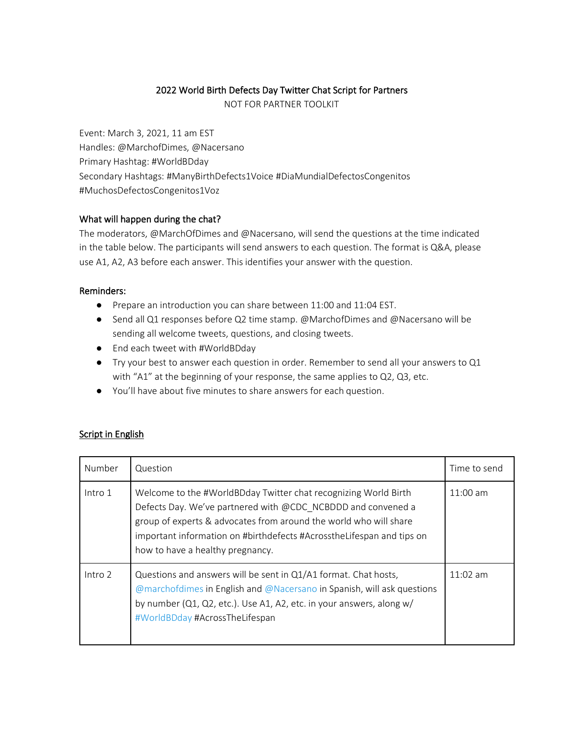# 2022 World Birth Defects Day Twitter Chat Script for Partners

NOT FOR PARTNER TOOLKIT

Event: March 3, 2021, 11 am EST
Handles: @MarchofDimes, @Nacersano
Primary Hashtag: #WorldBDday
Secondary Hashtags: #ManyBirthDefects1Voice #DiaMundialDefectosCongenitos #MuchosDefectosCongenitos1Voz

## What will happen during the chat?

The moderators, @MarchOfDimes and @Nacersano, will send the questions at the time indicated in the table below. The participants will send answers to each question. The format is Q&A, please use A1, A2, A3 before each answer. This identifies your answer with the question.

## Reminders:

- Prepare an introduction you can share between 11:00 and 11:04 EST.
- Send all Q1 responses before Q2 time stamp. @MarchofDimes and @Nacersano will be sending all welcome tweets, questions, and closing tweets.
- End each tweet with #WorldBDday
- Try your best to answer each question in order. Remember to send all your answers to Q1 with "A1" at the beginning of your response, the same applies to Q2, Q3, etc.
- You'll have about five minutes to share answers for each question.

## Script in English

| Number | Question | Time to send |
|---|---|---|
| Intro 1 | Welcome to the #WorldBDday Twitter chat recognizing World Birth Defects Day. We've partnered with @CDC_NCBDDD and convened a group of experts & advocates from around the world who will share important information on #birthdefects #AcrosstheLifespan and tips on how to have a healthy pregnancy. | 11:00 am |
| Intro 2 | Questions and answers will be sent in Q1/A1 format. Chat hosts, @marchofdimes in English and @Nacersano in Spanish, will ask questions by number (Q1, Q2, etc.). Use A1, A2, etc. in your answers, along w/ #WorldBDday #AcrossTheLifespan | 11:02 am |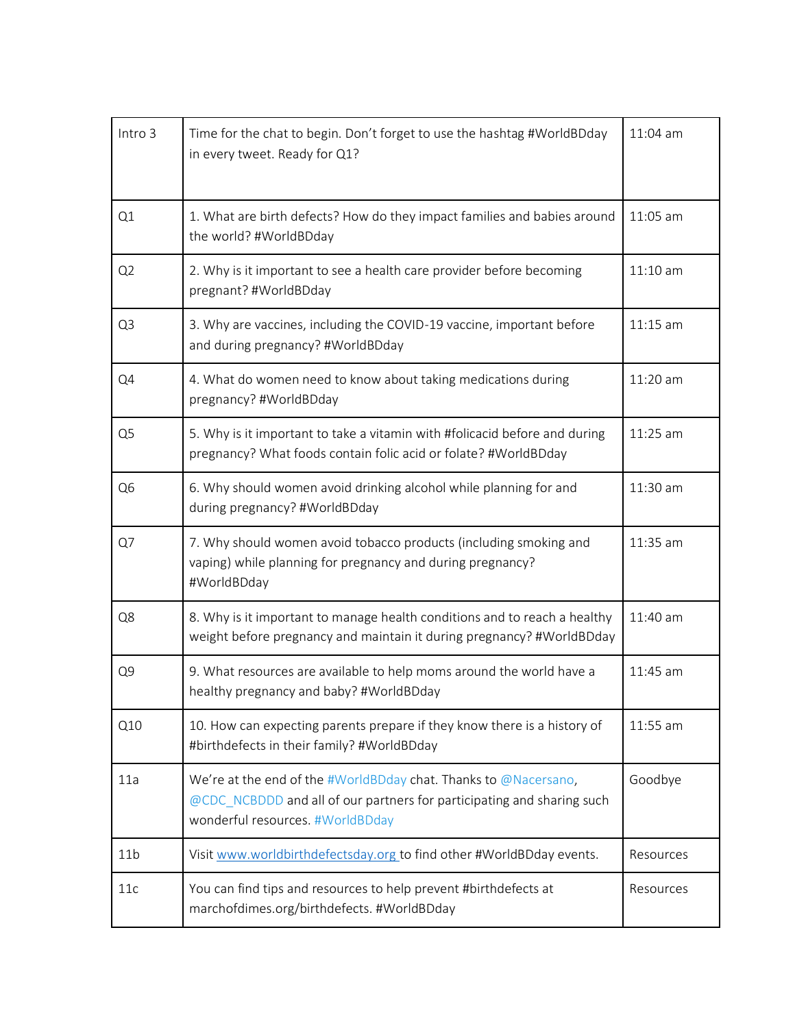| | | |
|---|---|---|
| Intro 3 | Time for the chat to begin. Don't forget to use the hashtag #WorldBDday in every tweet. Ready for Q1? | 11:04 am |
| Q1 | 1. What are birth defects? How do they impact families and babies around the world? #WorldBDday | 11:05 am |
| Q2 | 2. Why is it important to see a health care provider before becoming pregnant? #WorldBDday | 11:10 am |
| Q3 | 3. Why are vaccines, including the COVID-19 vaccine, important before and during pregnancy? #WorldBDday | 11:15 am |
| Q4 | 4. What do women need to know about taking medications during pregnancy? #WorldBDday | 11:20 am |
| Q5 | 5. Why is it important to take a vitamin with #folicacid before and during pregnancy? What foods contain folic acid or folate? #WorldBDday | 11:25 am |
| Q6 | 6. Why should women avoid drinking alcohol while planning for and during pregnancy? #WorldBDday | 11:30 am |
| Q7 | 7. Why should women avoid tobacco products (including smoking and vaping) while planning for pregnancy and during pregnancy? #WorldBDday | 11:35 am |
| Q8 | 8. Why is it important to manage health conditions and to reach a healthy weight before pregnancy and maintain it during pregnancy? #WorldBDday | 11:40 am |
| Q9 | 9. What resources are available to help moms around the world have a healthy pregnancy and baby? #WorldBDday | 11:45 am |
| Q10 | 10. How can expecting parents prepare if they know there is a history of #birthdefects in their family? #WorldBDday | 11:55 am |
| 11a | We're at the end of the #WorldBDday chat. Thanks to @Nacersano, @CDC_NCBDDD and all of our partners for participating and sharing such wonderful resources. #WorldBDday | Goodbye |
| 11b | Visit www.worldbirthdefectsday.org to find other #WorldBDday events. | Resources |
| 11c | You can find tips and resources to help prevent #birthdefects at marchofdimes.org/birthdefects. #WorldBDday | Resources |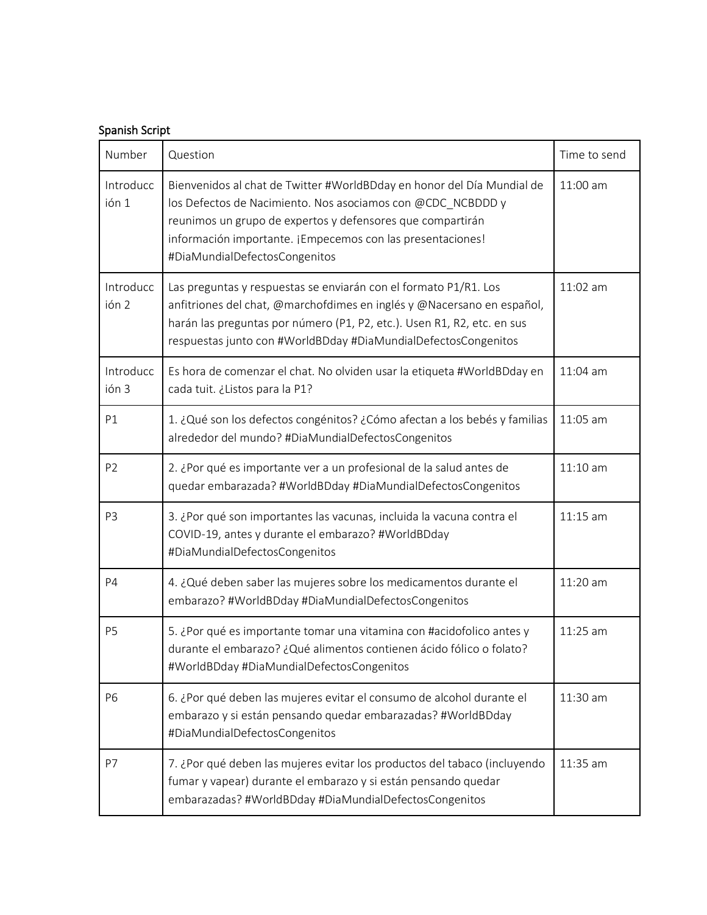Spanish Script

| Number | Question | Time to send |
|---|---|---|
| Introducción 1 | Bienvenidos al chat de Twitter #WorldBDday en honor del Día Mundial de los Defectos de Nacimiento. Nos asociamos con @CDC_NCBDDD y reunimos un grupo de expertos y defensores que compartirán información importante. ¡Empecemos con las presentaciones! #DiaMundialDefectosCongenitos | 11:00 am |
| Introducción 2 | Las preguntas y respuestas se enviarán con el formato P1/R1. Los anfitriones del chat, @marchofdimes en inglés y @Nacersano en español, harán las preguntas por número (P1, P2, etc.). Usen R1, R2, etc. en sus respuestas junto con #WorldBDday #DiaMundialDefectosCongenitos | 11:02 am |
| Introducción 3 | Es hora de comenzar el chat. No olviden usar la etiqueta #WorldBDday en cada tuit. ¿Listos para la P1? | 11:04 am |
| P1 | 1. ¿Qué son los defectos congénitos? ¿Cómo afectan a los bebés y familias alrededor del mundo? #DiaMundialDefectosCongenitos | 11:05 am |
| P2 | 2. ¿Por qué es importante ver a un profesional de la salud antes de quedar embarazada? #WorldBDday #DiaMundialDefectosCongenitos | 11:10 am |
| P3 | 3. ¿Por qué son importantes las vacunas, incluida la vacuna contra el COVID-19, antes y durante el embarazo? #WorldBDday #DiaMundialDefectosCongenitos | 11:15 am |
| P4 | 4. ¿Qué deben saber las mujeres sobre los medicamentos durante el embarazo? #WorldBDday #DiaMundialDefectosCongenitos | 11:20 am |
| P5 | 5. ¿Por qué es importante tomar una vitamina con #acidofolico antes y durante el embarazo? ¿Qué alimentos contienen ácido fólico o folato? #WorldBDday #DiaMundialDefectosCongenitos | 11:25 am |
| P6 | 6. ¿Por qué deben las mujeres evitar el consumo de alcohol durante el embarazo y si están pensando quedar embarazadas? #WorldBDday #DiaMundialDefectosCongenitos | 11:30 am |
| P7 | 7. ¿Por qué deben las mujeres evitar los productos del tabaco (incluyendo fumar y vapear) durante el embarazo y si están pensando quedar embarazadas? #WorldBDday #DiaMundialDefectosCongenitos | 11:35 am |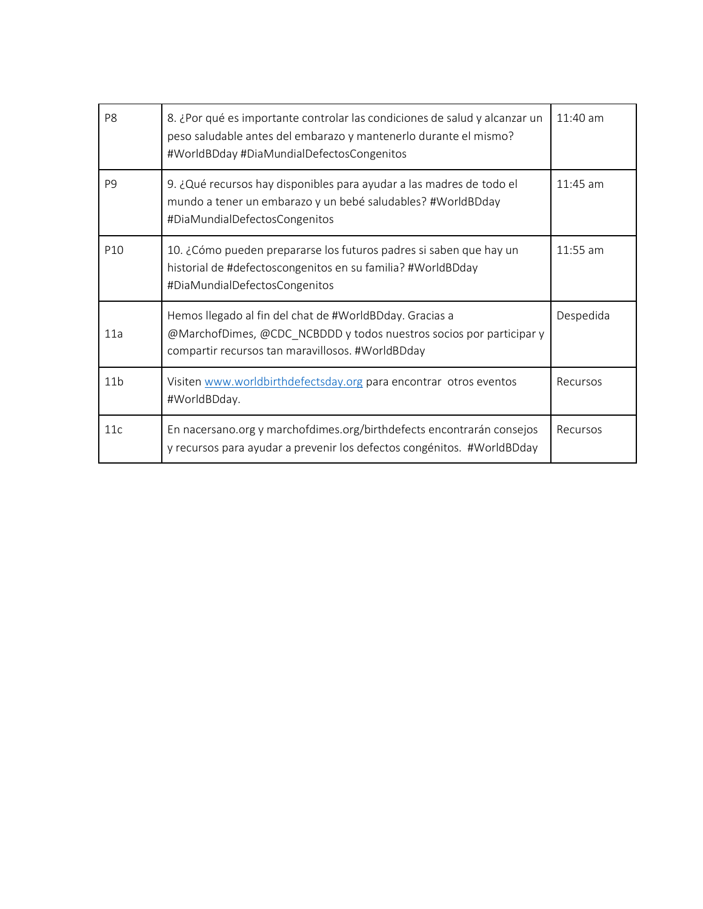| | | |
|---|---|---|
| P8 | 8. ¿Por qué es importante controlar las condiciones de salud y alcanzar un peso saludable antes del embarazo y mantenerlo durante el mismo? #WorldBDday #DiaMundialDefectosCongenitos | 11:40 am |
| P9 | 9. ¿Qué recursos hay disponibles para ayudar a las madres de todo el mundo a tener un embarazo y un bebé saludables? #WorldBDday #DiaMundialDefectosCongenitos | 11:45 am |
| P10 | 10. ¿Cómo pueden prepararse los futuros padres si saben que hay un historial de #defectoscongenitos en su familia? #WorldBDday #DiaMundialDefectosCongenitos | 11:55 am |
| 11a | Hemos llegado al fin del chat de #WorldBDday. Gracias a @MarchofDimes, @CDC_NCBDDD y todos nuestros socios por participar y compartir recursos tan maravillosos. #WorldBDday | Despedida |
| 11b | Visiten [www.worldbirthdefectsday.org](http://www.worldbirthdefectsday.org) para encontrar otros eventos #WorldBDday. | Recursos |
| 11c | En nacersano.org y marchofdimes.org/birthdefects encontrarán consejos y recursos para ayudar a prevenir los defectos congénitos. #WorldBDday | Recursos |